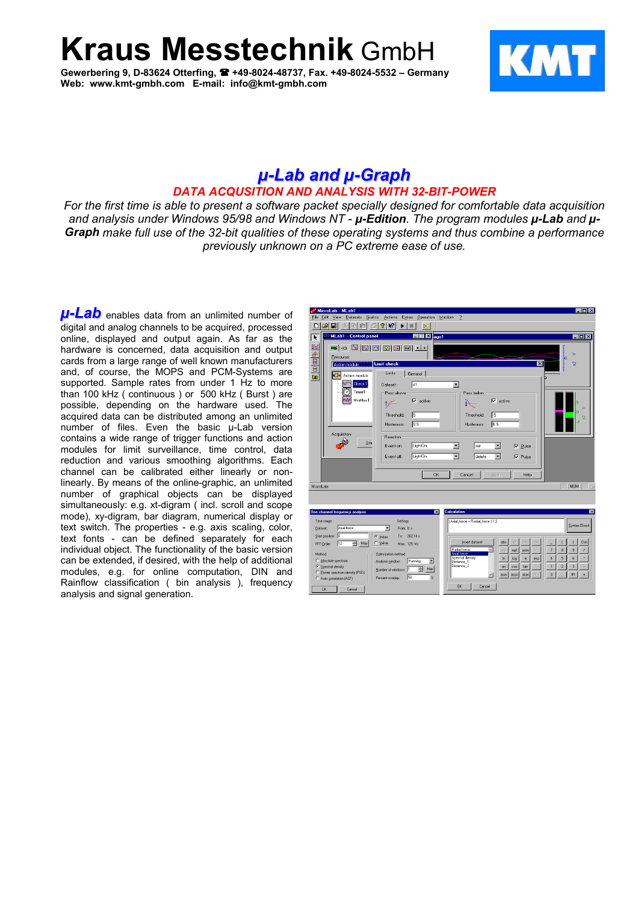# Kraus Messtechnik GmbH

**Gewerbering 9, D-83624 Otterfing, ☎ +49-8024-48737, Fax. +49-8024-5532 – Germany**
**Web: www.kmt-gmbh.com E-mail: info@kmt-gmbh.com**

KMT

## *µ-Lab and µ-Graph*

### *DATA ACQUSITION AND ANALYSIS WITH 32-BIT-POWER*

*For the first time is able to present a software packet specially designed for comfortable data acquisition and analysis under Windows 95/98 and Windows NT - **µ-Edition**. The program modules **µ-Lab** and **µ-Graph** make full use of the 32-bit qualities of these operating systems and thus combine a performance previously unknown on a PC extreme ease of use.*

***µ-Lab*** enables data from an unlimited number of digital and analog channels to be acquired, processed online, displayed and output again. As far as the hardware is concerned, data acquisition and output cards from a large range of well known manufacturers and, of course, the MOPS and PCM-Systems are supported. Sample rates from under 1 Hz to more than 100 kHz ( continuous ) or 500 kHz ( Burst ) are possible, depending on the hardware used. The acquired data can be distributed among an unlimited number of files. Even the basic µ-Lab version contains a wide range of trigger functions and action modules for limit surveillance, time control, data reduction and various smoothing algorithms. Each channel can be calibrated either linearly or non-linearly. By means of the online-graphic, an unlimited number of graphical objects can be displayed simultaneously: e.g. xt-digram ( incl. scroll and scope mode), xy-digram, bar diagram, numerical display or text switch. The properties - e.g. axis scaling, color, text fonts - can be defined separately for each individual object. The functionality of the basic version can be extended, if desired, with the help of additional modules, e.g. for online computation, DIN and Rainflow classification ( bin analysis ), frequency analysis and signal generation.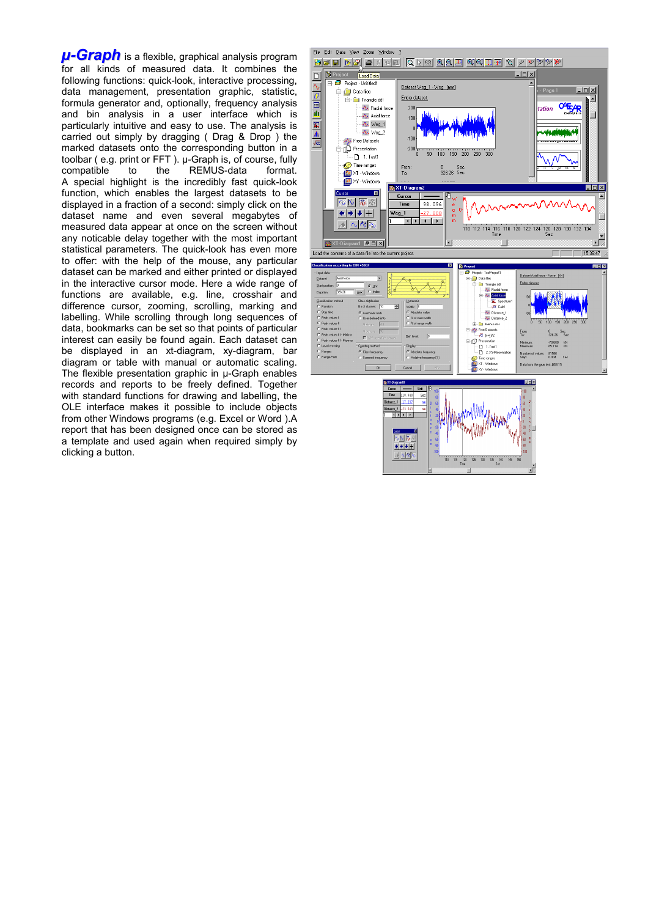**μ-Graph** is a flexible, graphical analysis program for all kinds of measured data. It combines the following functions: quick-look, interactive processing, data management, presentation graphic, statistic, formula generator and, optionally, frequency analysis and bin analysis in a user interface which is particularly intuitive and easy to use. The analysis is carried out simply by dragging ( Drag & Drop ) the marked datasets onto the corresponding button in a toolbar ( e.g. print or FFT ). μ-Graph is, of course, fully compatible to the REMUS-data format. A special highlight is the incredibly fast quick-look function, which enables the largest datasets to be displayed in a fraction of a second: simply click on the dataset name and even several megabytes of measured data appear at once on the screen without any noticeable delay together with the most important statistical parameters. The quick-look has even more to offer: with the help of the mouse, any particular dataset can be marked and either printed or displayed in the interactive cursor mode. Here a wide range of functions are available, e.g. line, crosshair and difference cursor, zooming, scrolling, marking and labelling. While scrolling through long sequences of data, bookmarks can be set so that points of particular interest can easily be found again. Each dataset can be displayed in an xt-diagram, xy-diagram, bar diagram or table with manual or automatic scaling. The flexible presentation graphic in μ-Graph enables records and reports to be freely defined. Together with standard functions for drawing and labelling, the OLE interface makes it possible to include objects from other Windows programs (e.g. Excel or Word ).A report that has been designed once can be stored as a template and used again when required simply by clicking a button.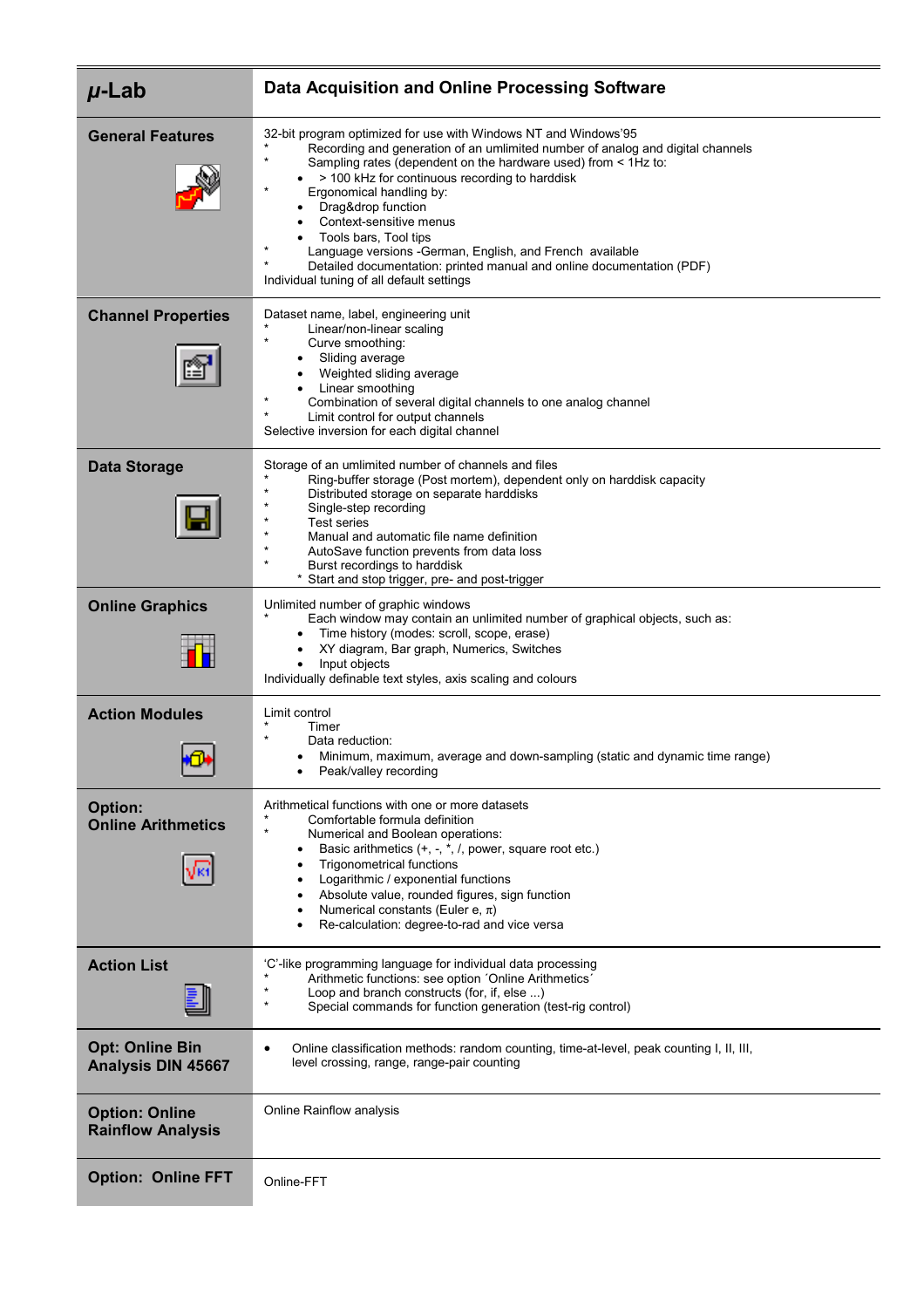| *µ*-Lab | Data Acquisition and Online Processing Software |
|---|---|
| **General Features** | 32-bit program optimized for use with Windows NT and Windows'95<br>* Recording and generation of an unlimited number of analog and digital channels<br>* Sampling rates (dependent on the hardware used) from < 1Hz to:<br>• > 100 kHz for continuous recording to harddisk<br>* Ergonomical handling by:<br>• Drag&drop function<br>• Context-sensitive menus<br>• Tools bars, Tool tips<br>* Language versions -German, English, and French available<br>* Detailed documentation: printed manual and online documentation (PDF)<br>Individual tuning of all default settings |
| **Channel Properties** | Dataset name, label, engineering unit<br>* Linear/non-linear scaling<br>* Curve smoothing:<br>• Sliding average<br>• Weighted sliding average<br>• Linear smoothing<br>* Combination of several digital channels to one analog channel<br>* Limit control for output channels<br>Selective inversion for each digital channel |
| **Data Storage** | Storage of an umlimited number of channels and files<br>* Ring-buffer storage (Post mortem), dependent only on harddisk capacity<br>* Distributed storage on separate harddisks<br>* Single-step recording<br>* Test series<br>* Manual and automatic file name definition<br>* AutoSave function prevents from data loss<br>* Burst recordings to harddisk<br>* Start and stop trigger, pre- and post-trigger |
| **Online Graphics** | Unlimited number of graphic windows<br>* Each window may contain an unlimited number of graphical objects, such as:<br>• Time history (modes: scroll, scope, erase)<br>• XY diagram, Bar graph, Numerics, Switches<br>• Input objects<br>Individually definable text styles, axis scaling and colours |
| **Action Modules** | Limit control<br>* Timer<br>* Data reduction:<br>• Minimum, maximum, average and down-sampling (static and dynamic time range)<br>• Peak/valley recording |
| **Option: Online Arithmetics** | Arithmetical functions with one or more datasets<br>* Comfortable formula definition<br>* Numerical and Boolean operations:<br>• Basic arithmetics (+, -, *, /, power, square root etc.)<br>• Trigonometrical functions<br>• Logarithmic / exponential functions<br>• Absolute value, rounded figures, sign function<br>• Numerical constants (Euler e, $\pi$)<br>• Re-calculation: degree-to-rad and vice versa |
| **Action List** | 'C'-like programming language for individual data processing<br>* Arithmetic functions: see option ´Online Arithmetics´<br>* Loop and branch constructs (for, if, else ...)<br>* Special commands for function generation (test-rig control) |
| **Opt: Online Bin Analysis DIN 45667** | • Online classification methods: random counting, time-at-level, peak counting I, II, III, level crossing, range, range-pair counting |
| **Option: Online Rainflow Analysis** | Online Rainflow analysis |
| **Option: Online FFT** | Online-FFT |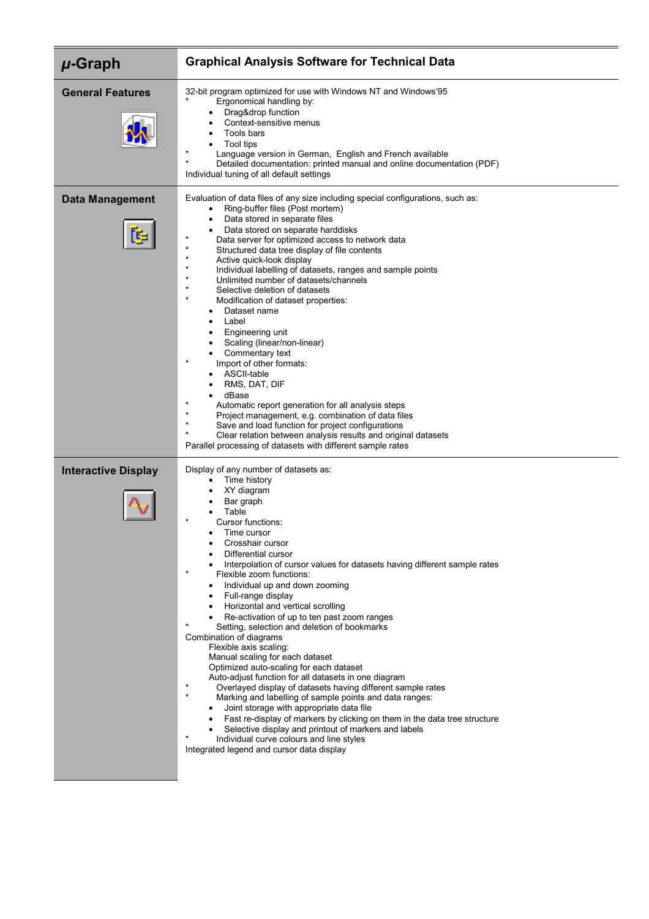| μ-Graph | Graphical Analysis Software for Technical Data |
|---|---|
| **General Features** | 32-bit program optimized for use with Windows NT and Windows'95<br>* Ergonomical handling by:<br>• Drag&drop function<br>• Context-sensitive menus<br>• Tools bars<br>• Tool tips<br>* Language version in German, English and French available<br>* Detailed documentation: printed manual and online documentation (PDF)<br>Individual tuning of all default settings |
| **Data Management** | Evaluation of data files of any size including special configurations, such as:<br>• Ring-buffer files (Post mortem)<br>• Data stored in separate files<br>• Data stored on separate harddisks<br>* Data server for optimized access to network data<br>* Structured data tree display of file contents<br>* Active quick-look display<br>* Individual labelling of datasets, ranges and sample points<br>* Unlimited number of datasets/channels<br>* Selective deletion of datasets<br>* Modification of dataset properties:<br>• Dataset name<br>• Label<br>• Engineering unit<br>• Scaling (linear/non-linear)<br>• Commentary text<br>* Import of other formats:<br>• ASCII-table<br>• RMS, DAT, DIF<br>• dBase<br>* Automatic report generation for all analysis steps<br>* Project management, e.g. combination of data files<br>* Save and load function for project configurations<br>* Clear relation between analysis results and original datasets<br>Parallel processing of datasets with different sample rates |
| **Interactive Display** | Display of any number of datasets as:<br>• Time history<br>• XY diagram<br>• Bar graph<br>• Table<br>* Cursor functions:<br>• Time cursor<br>• Crosshair cursor<br>• Differential cursor<br>• Interpolation of cursor values for datasets having different sample rates<br>* Flexible zoom functions:<br>• Individual up and down zooming<br>• Full-range display<br>• Horizontal and vertical scrolling<br>• Re-activation of up to ten past zoom ranges<br>* Setting, selection and deletion of bookmarks<br>Combination of diagrams<br>Flexible axis scaling:<br>Manual scaling for each dataset<br>Optimized auto-scaling for each dataset<br>Auto-adjust function for all datasets in one diagram<br>* Overlayed display of datasets having different sample rates<br>* Marking and labelling of sample points and data ranges:<br>• Joint storage with appropriate data file<br>• Fast re-display of markers by clicking on them in the data tree structure<br>• Selective display and printout of markers and labels<br>* Individual curve colours and line styles<br>Integrated legend and cursor data display |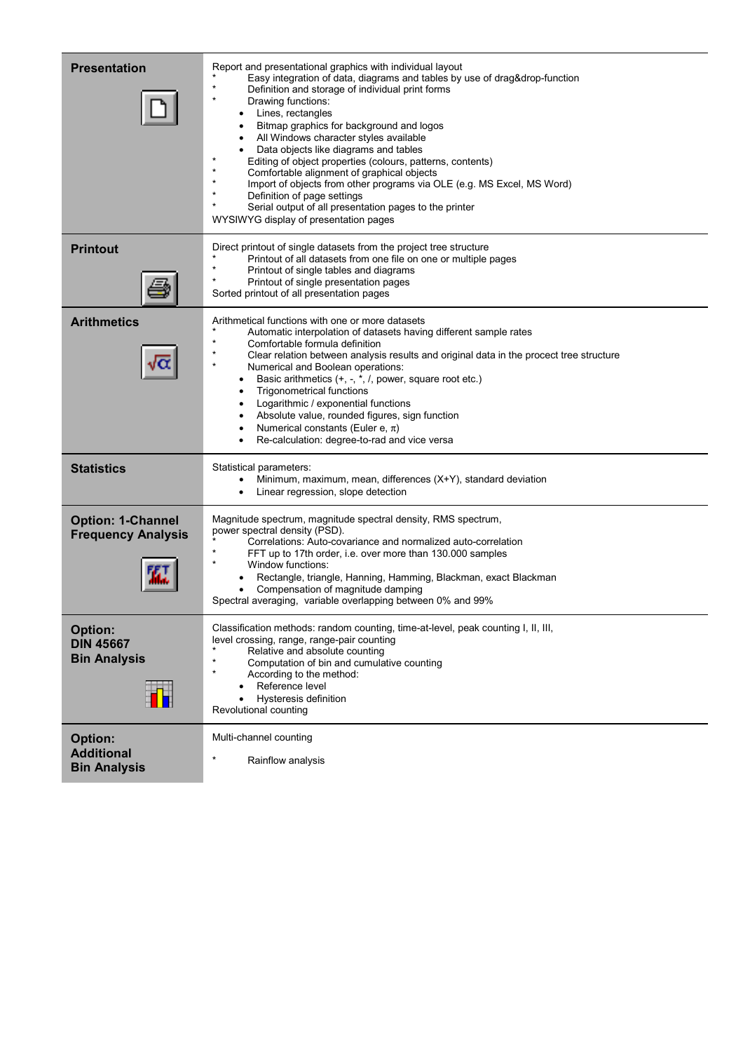| | |
|---|---|
| **Presentation** | Report and presentational graphics with individual layout<br>* Easy integration of data, diagrams and tables by use of drag&drop-function<br>* Definition and storage of individual print forms<br>* Drawing functions:<br>• Lines, rectangles<br>• Bitmap graphics for background and logos<br>• All Windows character styles available<br>• Data objects like diagrams and tables<br>* Editing of object properties (colours, patterns, contents)<br>* Comfortable alignment of graphical objects<br>* Import of objects from other programs via OLE (e.g. MS Excel, MS Word)<br>* Definition of page settings<br>* Serial output of all presentation pages to the printer<br>WYSIWYG display of presentation pages |
| **Printout** | Direct printout of single datasets from the project tree structure<br>* Printout of all datasets from one file on one or multiple pages<br>* Printout of single tables and diagrams<br>* Printout of single presentation pages<br>Sorted printout of all presentation pages |
| **Arithmetics** | Arithmetical functions with one or more datasets<br>* Automatic interpolation of datasets having different sample rates<br>* Comfortable formula definition<br>* Clear relation between analysis results and original data in the procect tree structure<br>* Numerical and Boolean operations:<br>• Basic arithmetics (+, -, *, /, power, square root etc.)<br>• Trigonometrical functions<br>• Logarithmic / exponential functions<br>• Absolute value, rounded figures, sign function<br>• Numerical constants (Euler e, $\pi$)<br>• Re-calculation: degree-to-rad and vice versa |
| **Statistics** | Statistical parameters:<br>• Minimum, maximum, mean, differences (X+Y), standard deviation<br>• Linear regression, slope detection |
| **Option: 1-Channel Frequency Analysis** | Magnitude spectrum, magnitude spectral density, RMS spectrum, power spectral density (PSD).<br>* Correlations: Auto-covariance and normalized auto-correlation<br>* FFT up to 17th order, i.e. over more than 130.000 samples<br>* Window functions:<br>• Rectangle, triangle, Hanning, Hamming, Blackman, exact Blackman<br>• Compensation of magnitude damping<br>Spectral averaging, variable overlapping between 0% and 99% |
| **Option: DIN 45667 Bin Analysis** | Classification methods: random counting, time-at-level, peak counting I, II, III, level crossing, range, range-pair counting<br>* Relative and absolute counting<br>* Computation of bin and cumulative counting<br>* According to the method:<br>• Reference level<br>• Hysteresis definition<br>Revolutional counting |
| **Option: Additional Bin Analysis** | Multi-channel counting<br>* Rainflow analysis |